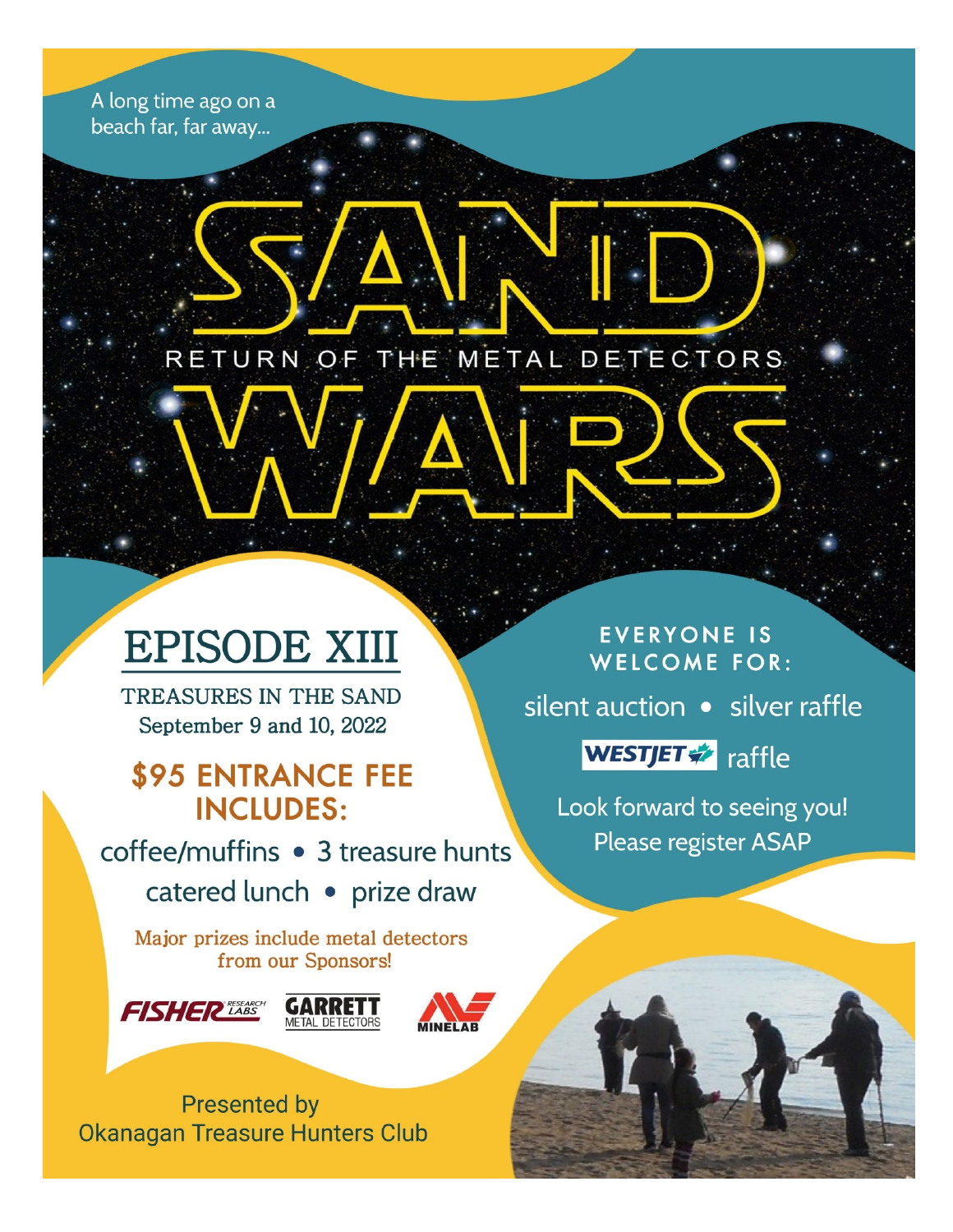A long time ago on a beach far, far away...

# SAND WARS

RETURN OF THE METAL DETECTORS

## EPISODE XIII

TREASURES IN THE SAND
September 9 and 10, 2022

### $95 ENTRANCE FEE INCLUDES:

coffee/muffins • 3 treasure hunts
catered lunch • prize draw

Major prizes include metal detectors from our Sponsors!

FISHER RESEARCH LABS   GARRETT METAL DETECTORS   MINELAB

EVERYONE IS WELCOME FOR:

silent auction • silver raffle

WESTJET raffle

Look forward to seeing you!
Please register ASAP

Presented by
Okanagan Treasure Hunters Club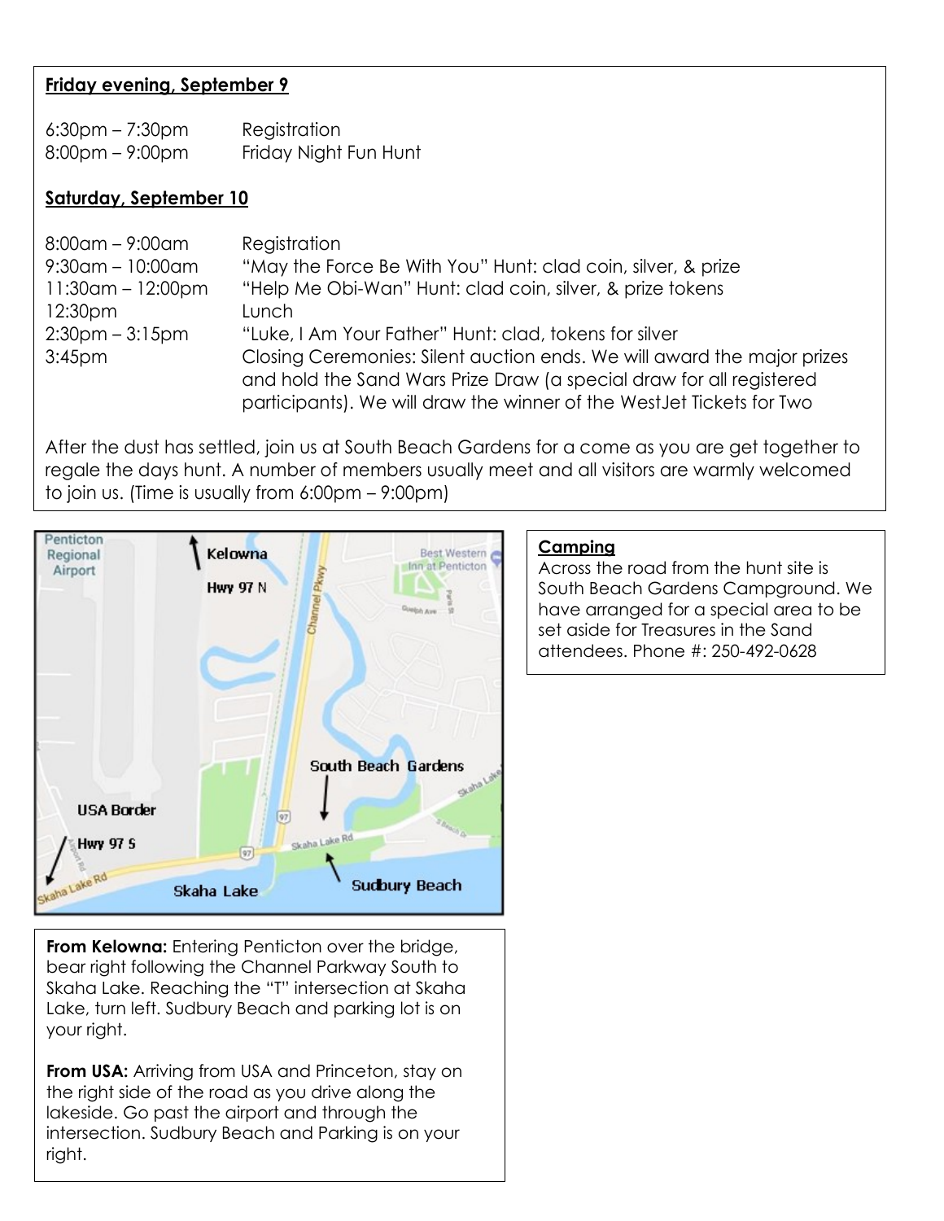**Friday evening, September 9**

| | |
|---|---|
| 6:30pm – 7:30pm | Registration |
| 8:00pm – 9:00pm | Friday Night Fun Hunt |

**Saturday, September 10**

| | |
|---|---|
| 8:00am – 9:00am | Registration |
| 9:30am – 10:00am | "May the Force Be With You" Hunt: clad coin, silver, & prize |
| 11:30am – 12:00pm | "Help Me Obi-Wan" Hunt: clad coin, silver, & prize tokens |
| 12:30pm | Lunch |
| 2:30pm – 3:15pm | "Luke, I Am Your Father" Hunt: clad, tokens for silver |
| 3:45pm | Closing Ceremonies: Silent auction ends. We will award the major prizes and hold the Sand Wars Prize Draw (a special draw for all registered participants). We will draw the winner of the WestJet Tickets for Two |

After the dust has settled, join us at South Beach Gardens for a come as you are get together to regale the days hunt. A number of members usually meet and all visitors are warmly welcomed to join us. (Time is usually from 6:00pm – 9:00pm)

**Camping**

Across the road from the hunt site is South Beach Gardens Campground. We have arranged for a special area to be set aside for Treasures in the Sand attendees. Phone #: 250-492-0628

**From Kelowna:** Entering Penticton over the bridge, bear right following the Channel Parkway South to Skaha Lake. Reaching the "T" intersection at Skaha Lake, turn left. Sudbury Beach and parking lot is on your right.

**From USA:** Arriving from USA and Princeton, stay on the right side of the road as you drive along the lakeside. Go past the airport and through the intersection. Sudbury Beach and Parking is on your right.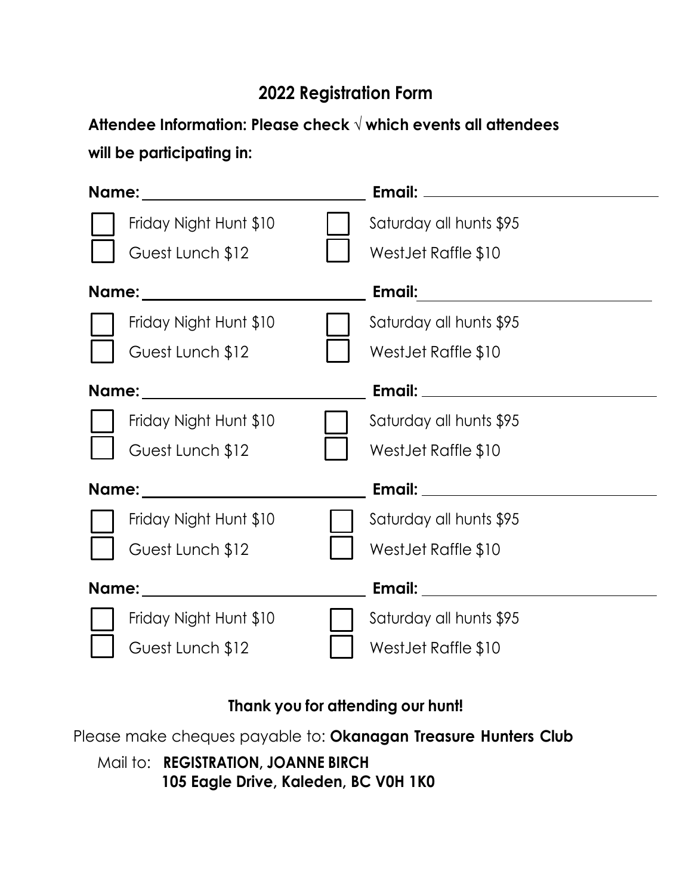## 2022 Registration Form

**Attendee Information: Please check √ which events all attendees will be participating in:**

**Name:** ______________________ **Email:** ______________________

- [ ] Friday Night Hunt $10
- [ ] Saturday all hunts $95
- [ ] Guest Lunch $12
- [ ] WestJet Raffle $10

**Name:** ______________________ **Email:** ______________________

- [ ] Friday Night Hunt $10
- [ ] Saturday all hunts $95
- [ ] Guest Lunch $12
- [ ] WestJet Raffle $10

**Name:** ______________________ **Email:** ______________________

- [ ] Friday Night Hunt $10
- [ ] Saturday all hunts $95
- [ ] Guest Lunch $12
- [ ] WestJet Raffle $10

**Name:** ______________________ **Email:** ______________________

- [ ] Friday Night Hunt $10
- [ ] Saturday all hunts $95
- [ ] Guest Lunch $12
- [ ] WestJet Raffle $10

**Name:** ______________________ **Email:** ______________________

- [ ] Friday Night Hunt $10
- [ ] Saturday all hunts $95
- [ ] Guest Lunch $12
- [ ] WestJet Raffle $10

**Thank you for attending our hunt!**

Please make cheques payable to: **Okanagan Treasure Hunters Club**

Mail to: **REGISTRATION, JOANNE BIRCH**
**105 Eagle Drive, Kaleden, BC V0H 1K0**